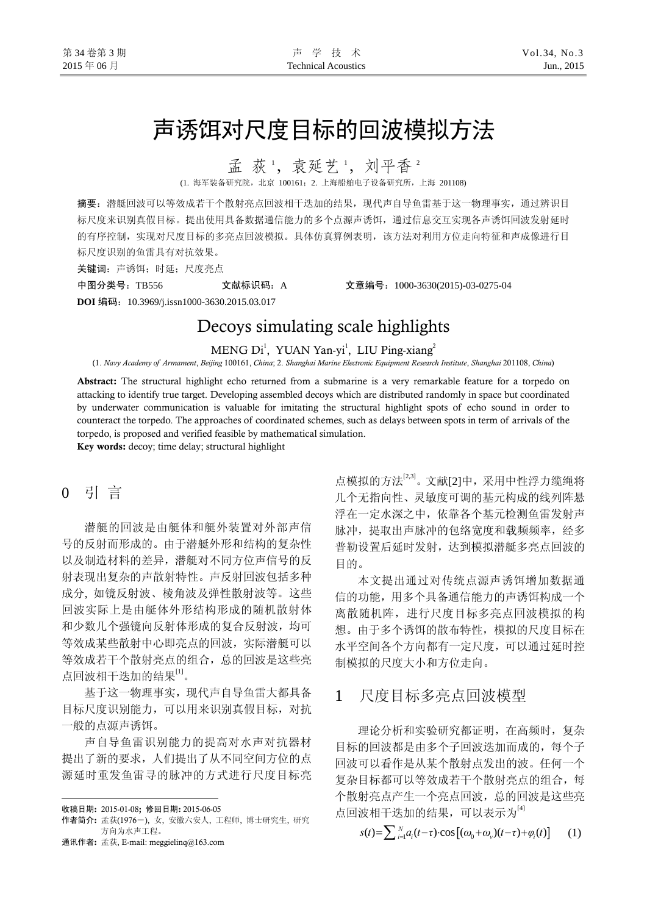# 声诱饵对尺度目标的回波模拟方法

孟 荻[1]，袁延艺[1]，刘平香[2]

(1. 海军装备研究院，北京 100161；2. 上海船舶电子设备研究所，上海 201108)

**摘要**：潜艇回波可以等效成若干个散射亮点回波相干迭加的结果，现代声自导鱼雷基于这一物理事实，通过辨识目标尺度来识别真假目标。提出使用具备数据通信能力的多个点源声诱饵，通过信息交互实现各声诱饵回波发射延时的有序控制，实现对尺度目标的多亮点回波模拟。具体仿真算例表明，该方法对利用方位走向特征和声成像进行目标尺度识别的鱼雷具有对抗效果。

**关键词**：声诱饵；时延；尺度亮点

**中图分类号**：TB556　　**文献标识码**：A　　**文章编号**：1000-3630(2015)-03-0275-04

**DOI 编码**：10.3969/j.issn1000-3630.2015.03.017

# Decoys simulating scale highlights

MENG Di[1], YUAN Yan-yi[1], LIU Ping-xiang[2]

(1. *Navy Academy of Armament*, *Beijing* 100161, *China*; 2. *Shanghai Marine Electronic Equipment Research Institute*, *Shanghai* 201108, *China*)

**Abstract:** The structural highlight echo returned from a submarine is a very remarkable feature for a torpedo on attacking to identify true target. Developing assembled decoys which are distributed randomly in space but coordinated by underwater communication is valuable for imitating the structural highlight spots of echo sound in order to counteract the torpedo. The approaches of coordinated schemes, such as delays between spots in term of arrivals of the torpedo, is proposed and verified feasible by mathematical simulation.

**Key words:** decoy; time delay; structural highlight

## 0 引 言

潜艇的回波是由艇体和艇外装置对外部声信号的反射而形成的。由于潜艇外形和结构的复杂性以及制造材料的差异，潜艇对不同方位声信号的反射表现出复杂的声散射特性。声反射回波包括多种成分，如镜反射波、棱角波及弹性散射波等。这些回波实际上是由艇体外形结构形成的随机散射体和少数几个强镜向反射体形成的复合反射波，均可等效成某些散射中心即亮点的回波，实际潜艇可以等效成若干个散射亮点的组合，总的回波是这些亮点回波相干迭加的结果[1]。

基于这一物理事实，现代声自导鱼雷大都具备目标尺度识别能力，可以用来识别真假目标，对抗一般的点源声诱饵。

声自导鱼雷识别能力的提高对水声对抗器材提出了新的要求，人们提出了从不同空间方位的点源延时重发鱼雷寻的脉冲的方式进行尺度目标亮点模拟的方法[2,3]。文献[2]中，采用中性浮力缆绳将几个无指向性、灵敏度可调的基元构成的线列阵悬浮在一定水深之中，依靠各个基元检测鱼雷发射声脉冲，提取出声脉冲的包络宽度和载频频率，经多普勒设置后延时发射，达到模拟潜艇多亮点回波的目的。

本文提出通过对传统点源声诱饵增加数据通信的功能，用多个具备通信能力的声诱饵构成一个离散随机阵，进行尺度目标多亮点回波模拟的构想。由于多个诱饵的散布特性，模拟的尺度目标在水平空间各个方向都有一定尺度，可以通过延时控制模拟的尺度大小和方位走向。

## 1 尺度目标多亮点回波模型

理论分析和实验研究都证明，在高频时，复杂目标的回波都是由多个子回波迭加而成的，每个子回波可以看作是从某个散射点发出的波。任何一个复杂目标都可以等效成若干个散射亮点的组合，每个散射亮点产生一个亮点回波，总的回波是这些亮点回波相干迭加的结果，可以表示为[4]

$$s(t)=\sum_{i=1}^{N}a_i(t-\tau)\cdot\cos\left[(\omega_0+\omega_v)(t-\tau)+\varphi_i(t)\right] \quad (1)$$

---

收稿日期：2015-01-08；修回日期：2015-06-05

作者简介：孟荻(1976－)，女，安徽六安人，工程师，博士研究生，研究方向为水声工程。

通讯作者：孟荻，E-mail: meggielinq@163.com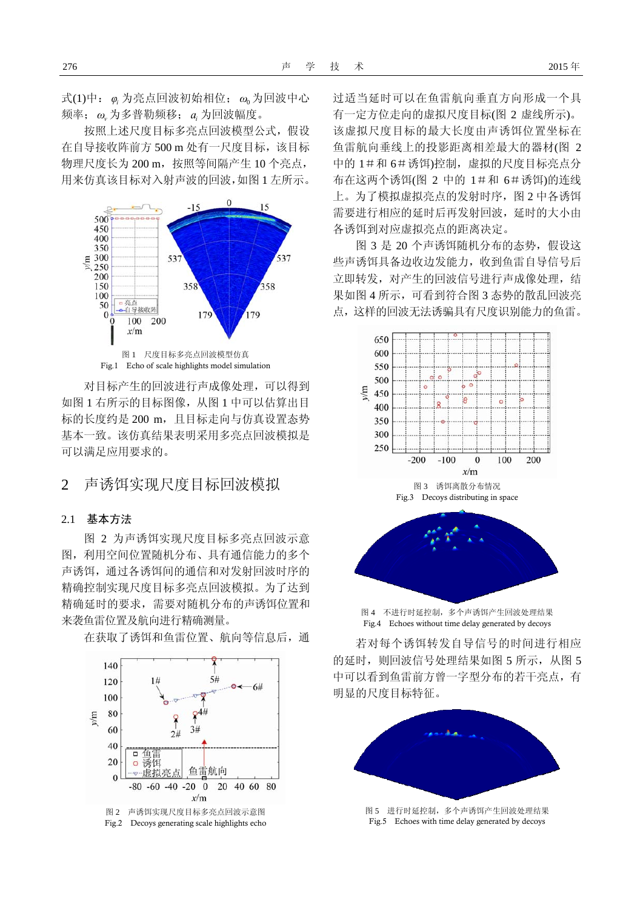式(1)中：$\varphi_i$ 为亮点回波初始相位；$\omega_0$ 为回波中心频率；$\omega_v$ 为多普勒频移；$a_i$ 为回波幅度。

按照上述尺度目标多亮点回波模型公式，假设在自导接收阵前方 500 m 处有一尺度目标，该目标物理尺度长为 200 m，按照等间隔产生 10 个亮点，用来仿真该目标对入射声波的回波，如图 1 左所示。

图 1 尺度目标多亮点回波模型仿真
Fig.1 Echo of scale highlights model simulation

对目标产生的回波进行声成像处理，可以得到如图 1 右所示的目标图像，从图 1 中可以估算出目标的长度约是 200 m，且目标走向与仿真设置态势基本一致。该仿真结果表明采用多亮点回波模拟是可以满足应用要求的。

## 2 声诱饵实现尺度目标回波模拟

### 2.1 基本方法

图 2 为声诱饵实现尺度目标多亮点回波示意图，利用空间位置随机分布、具有通信能力的多个声诱饵，通过各诱饵间的通信和对发射回波时序的精确控制实现尺度目标多亮点回波模拟。为了达到精确延时的要求，需要对随机分布的声诱饵位置和来袭鱼雷位置及航向进行精确测量。

在获取了诱饵和鱼雷位置、航向等信息后，通过适当延时可以在鱼雷航向垂直方向形成一个具有一定方位走向的虚拟尺度目标(图 2 虚线所示)。该虚拟尺度目标的最大长度由声诱饵位置坐标在鱼雷航向垂线上的投影距离相差最大的器材(图 2 中的 1# 和 6# 诱饵)控制，虚拟的尺度目标亮点分布在这两个诱饵(图 2 中的 1# 和 6# 诱饵)的连线上。为了模拟虚拟亮点的发射时序，图 2 中各诱饵需要进行相应的延时后再发射回波，延时的大小由各诱饵到对应虚拟亮点的距离决定。

图 2 声诱饵实现尺度目标多亮点回波示意图
Fig.2 Decoys generating scale highlights echo

图 3 是 20 个声诱饵随机分布的态势，假设这些声诱饵具备边收边发能力，收到鱼雷自导信号后立即转发，对产生的回波信号进行声成像处理，结果如图 4 所示，可看到符合图 3 态势的散乱回波亮点，这样的回波无法诱骗具有尺度识别能力的鱼雷。

图 3 诱饵离散分布情况
Fig.3 Decoys distributing in space

图 4 不进行时延控制，多个声诱饵产生回波处理结果
Fig.4 Echoes without time delay generated by decoys

若对每个诱饵转发自导信号的时间进行相应的延时，则回波信号处理结果如图 5 所示，从图 5 中可以看到鱼雷前方曾一字型分布的若干亮点，有明显的尺度目标特征。

图 5 进行时延控制，多个声诱饵产生回波处理结果
Fig.5 Echoes with time delay generated by decoys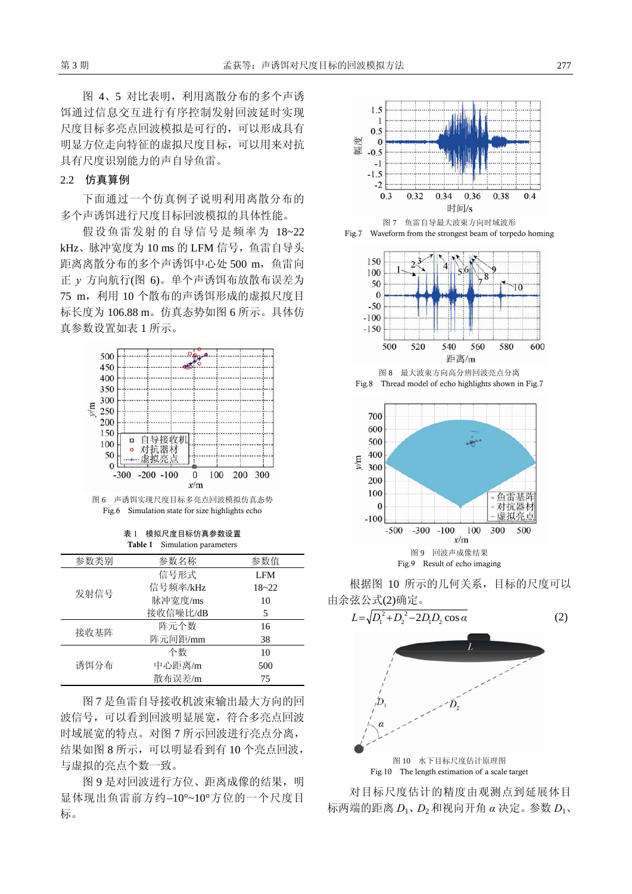图 4、5 对比表明，利用离散分布的多个声诱饵通过信息交互进行有序控制发射回波延时实现尺度目标多亮点回波模拟是可行的，可以形成具有明显方位走向特征的虚拟尺度目标，可以用来对抗具有尺度识别能力的声自导鱼雷。

## 2.2 仿真算例

下面通过一个仿真例子说明利用离散分布的多个声诱饵进行尺度目标回波模拟的具体性能。

假设鱼雷发射的自导信号是频率为 18~22 kHz、脉冲宽度为 10 ms 的 LFM 信号，鱼雷自导头距离离散分布的多个声诱饵中心处 500 m，鱼雷向正 $y$ 方向航行(图 6)。单个声诱饵布放散布误差为 75 m，利用 10 个散布的声诱饵形成的虚拟尺度目标长度为 106.88 m。仿真态势如图 6 所示。具体仿真参数设置如表 1 所示。

图 6 声诱饵实现尺度目标多亮点回波模拟仿真态势

Fig.6 Simulation state for size highlights echo

**表 1 模拟尺度目标仿真参数设置**

**Table 1** Simulation parameters

| 参数类别 | 参数名称 | 参数值 |
|---|---|---|
| 发射信号 | 信号形式 | LFM |
| | 信号频率/kHz | 18~22 |
| | 脉冲宽度/ms | 10 |
| | 接收信噪比/dB | 5 |
| 接收基阵 | 阵元个数 | 16 |
| | 阵元间距/mm | 38 |
| 诱饵分布 | 个数 | 10 |
| | 中心距离/m | 500 |
| | 散布误差/m | 75 |

图 7 是鱼雷自导接收机波束输出最大方向的回波信号，可以看到回波明显展宽，符合多亮点回波时域展宽的特点。对图 7 所示回波进行亮点分离，结果如图 8 所示，可以明显看到有 10 个亮点回波，与虚拟的亮点个数一致。

图 9 是对回波进行方位、距离成像的结果，明显体现出鱼雷前方约–10°~10°方位的一个尺度目标。

图 7 鱼雷自导最大波束方向时域波形

Fig.7 Waveform from the strongest beam of torpedo homing

图 8 最大波束方向高分辨回波亮点分离

Fig.8 Thread model of echo highlights shown in Fig.7

图 9 回波声成像结果

Fig.9 Result of echo imaging

根据图 10 所示的几何关系，目标的尺度可以由余弦公式(2)确定。

$$L=\sqrt{D_1^2+D_2^2-2D_1D_2\cos\alpha} \tag{2}$$

图 10 水下目标尺度估计原理图

Fig.10 The length estimation of a scale target

对目标尺度估计的精度由观测点到延展体目标两端的距离 $D_1$、$D_2$ 和视向开角 $\alpha$ 决定。参数 $D_1$、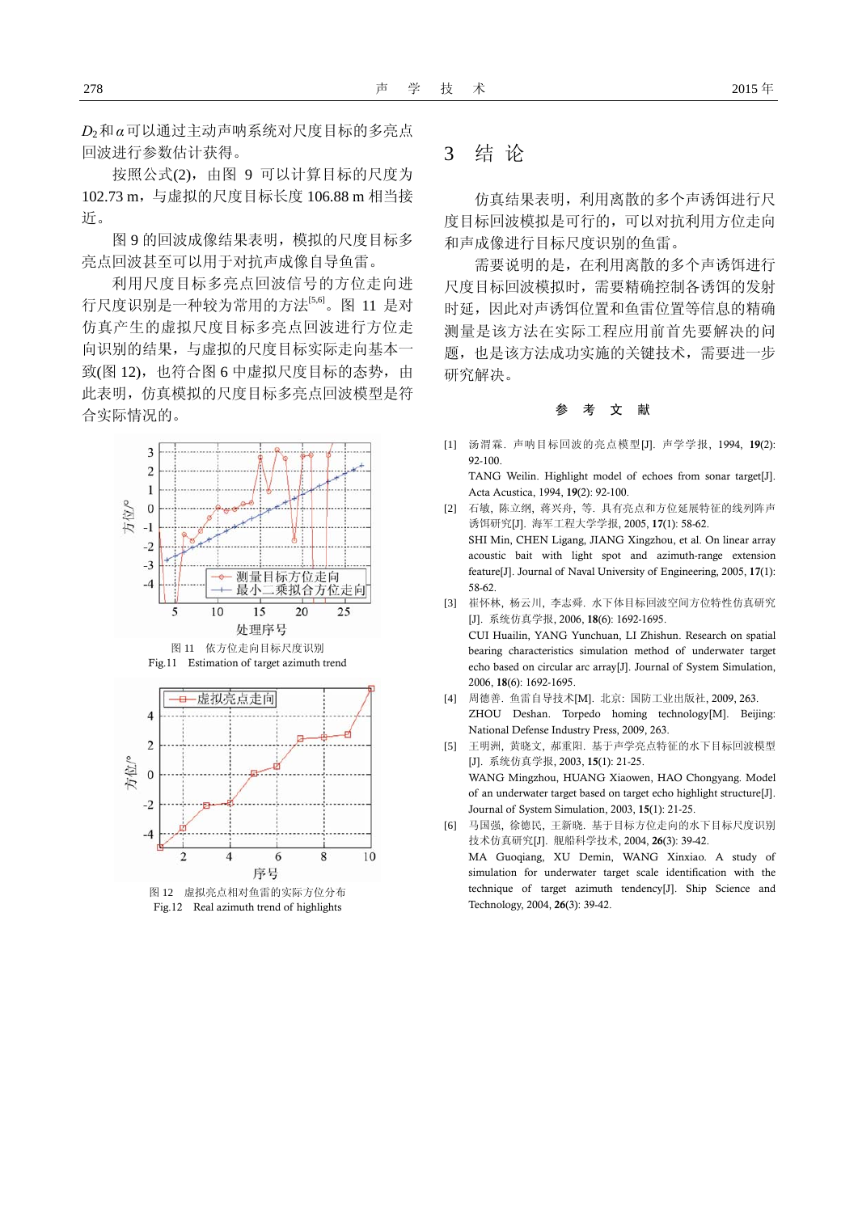$D_2$和$\alpha$可以通过主动声呐系统对尺度目标的多亮点回波进行参数估计获得。

按照公式(2)，由图 9 可以计算目标的尺度为 102.73 m，与虚拟的尺度目标长度 106.88 m 相当接近。

图 9 的回波成像结果表明，模拟的尺度目标多亮点回波甚至可以用于对抗声成像自导鱼雷。

利用尺度目标多亮点回波信号的方位走向进行尺度识别是一种较为常用的方法[5,6]。图 11 是对仿真产生的虚拟尺度目标多亮点回波进行方位走向识别的结果，与虚拟的尺度目标实际走向基本一致(图 12)，也符合图 6 中虚拟尺度目标的态势，由此表明，仿真模拟的尺度目标多亮点回波模型是符合实际情况的。

方位/°
3
2
1
0
-1
-2
-3
-4
5
10
15
20
25
处理序号
测量目标方位走向
最小二乘拟合方位走向

图 11　依方位走向目标尺度识别
Fig.11　Estimation of target azimuth trend

方位/°
虚拟亮点走向
4
2
0
-2
-4
2
4
6
8
10
序号

图 12　虚拟亮点相对鱼雷的实际方位分布
Fig.12　Real azimuth trend of highlights

## 3　结　论

仿真结果表明，利用离散的多个声诱饵进行尺度目标回波模拟是可行的，可以对抗利用方位走向和声成像进行目标尺度识别的鱼雷。

需要说明的是，在利用离散的多个声诱饵进行尺度目标回波模拟时，需要精确控制各诱饵的发射时延，因此对声诱饵位置和鱼雷位置等信息的精确测量是该方法在实际工程应用前首先要解决的问题，也是该方法成功实施的关键技术，需要进一步研究解决。

### 参　考　文　献

[1] 汤渭霖. 声呐目标回波的亮点模型[J]. 声学学报, 1994, **19**(2): 92-100.
TANG Weilin. Highlight model of echoes from sonar target[J]. Acta Acustica, 1994, **19**(2): 92-100.

[2] 石敏, 陈立纲, 蒋兴舟, 等. 具有亮点和方位延展特征的线列阵声诱饵研究[J]. 海军工程大学学报, 2005, **17**(1): 58-62.
SHI Min, CHEN Ligang, JIANG Xingzhou, et al. On linear array acoustic bait with light spot and azimuth-range extension feature[J]. Journal of Naval University of Engineering, 2005, **17**(1): 58-62.

[3] 崔怀林, 杨云川, 李志舜. 水下体目标回波空间方位特性仿真研究[J]. 系统仿真学报, 2006, **18**(6): 1692-1695.
CUI Huailin, YANG Yunchuan, LI Zhishun. Research on spatial bearing characteristics simulation method of underwater target echo based on circular arc array[J]. Journal of System Simulation, 2006, **18**(6): 1692-1695.

[4] 周德善. 鱼雷自导技术[M]. 北京: 国防工业出版社, 2009, 263.
ZHOU Deshan. Torpedo homing technology[M]. Beijing: National Defense Industry Press, 2009, 263.

[5] 王明洲, 黄晓文, 郝重阳. 基于声学亮点特征的水下目标回波模型[J]. 系统仿真学报, 2003, **15**(1): 21-25.
WANG Mingzhou, HUANG Xiaowen, HAO Chongyang. Model of an underwater target based on target echo highlight structure[J]. Journal of System Simulation, 2003, **15**(1): 21-25.

[6] 马国强, 徐德民, 王新晓. 基于目标方位走向的水下目标尺度识别技术仿真研究[J]. 舰船科学技术, 2004, **26**(3): 39-42.
MA Guoqiang, XU Demin, WANG Xinxiao. A study of simulation for underwater target scale identification with the technique of target azimuth tendency[J]. Ship Science and Technology, 2004, **26**(3): 39-42.